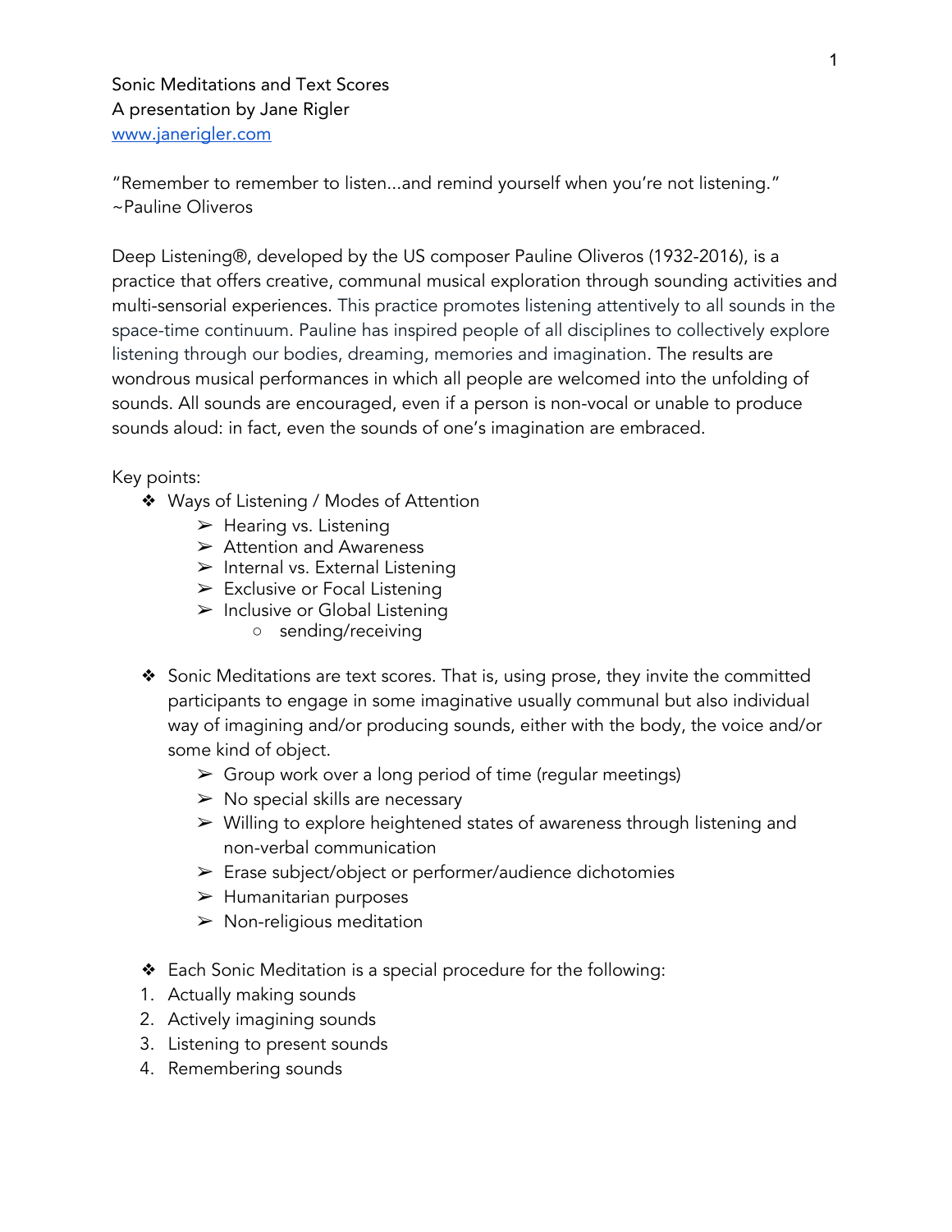Sonic Meditations and Text Scores
A presentation by Jane Rigler
[www.janerigler.com](http://www.janerigler.com)

"Remember to remember to listen...and remind yourself when you're not listening."
~Pauline Oliveros

Deep Listening®, developed by the US composer Pauline Oliveros (1932-2016), is a practice that offers creative, communal musical exploration through sounding activities and multi-sensorial experiences. This practice promotes listening attentively to all sounds in the space-time continuum. Pauline has inspired people of all disciplines to collectively explore listening through our bodies, dreaming, memories and imagination. The results are wondrous musical performances in which all people are welcomed into the unfolding of sounds. All sounds are encouraged, even if a person is non-vocal or unable to produce sounds aloud: in fact, even the sounds of one's imagination are embraced.

Key points:

- Ways of Listening / Modes of Attention
    - Hearing vs. Listening
    - Attention and Awareness
    - Internal vs. External Listening
    - Exclusive or Focal Listening
    - Inclusive or Global Listening
        - sending/receiving

- Sonic Meditations are text scores. That is, using prose, they invite the committed participants to engage in some imaginative usually communal but also individual way of imagining and/or producing sounds, either with the body, the voice and/or some kind of object.
    - Group work over a long period of time (regular meetings)
    - No special skills are necessary
    - Willing to explore heightened states of awareness through listening and non-verbal communication
    - Erase subject/object or performer/audience dichotomies
    - Humanitarian purposes
    - Non-religious meditation

- Each Sonic Meditation is a special procedure for the following:

1. Actually making sounds
2. Actively imaging sounds
3. Listening to present sounds
4. Remembering sounds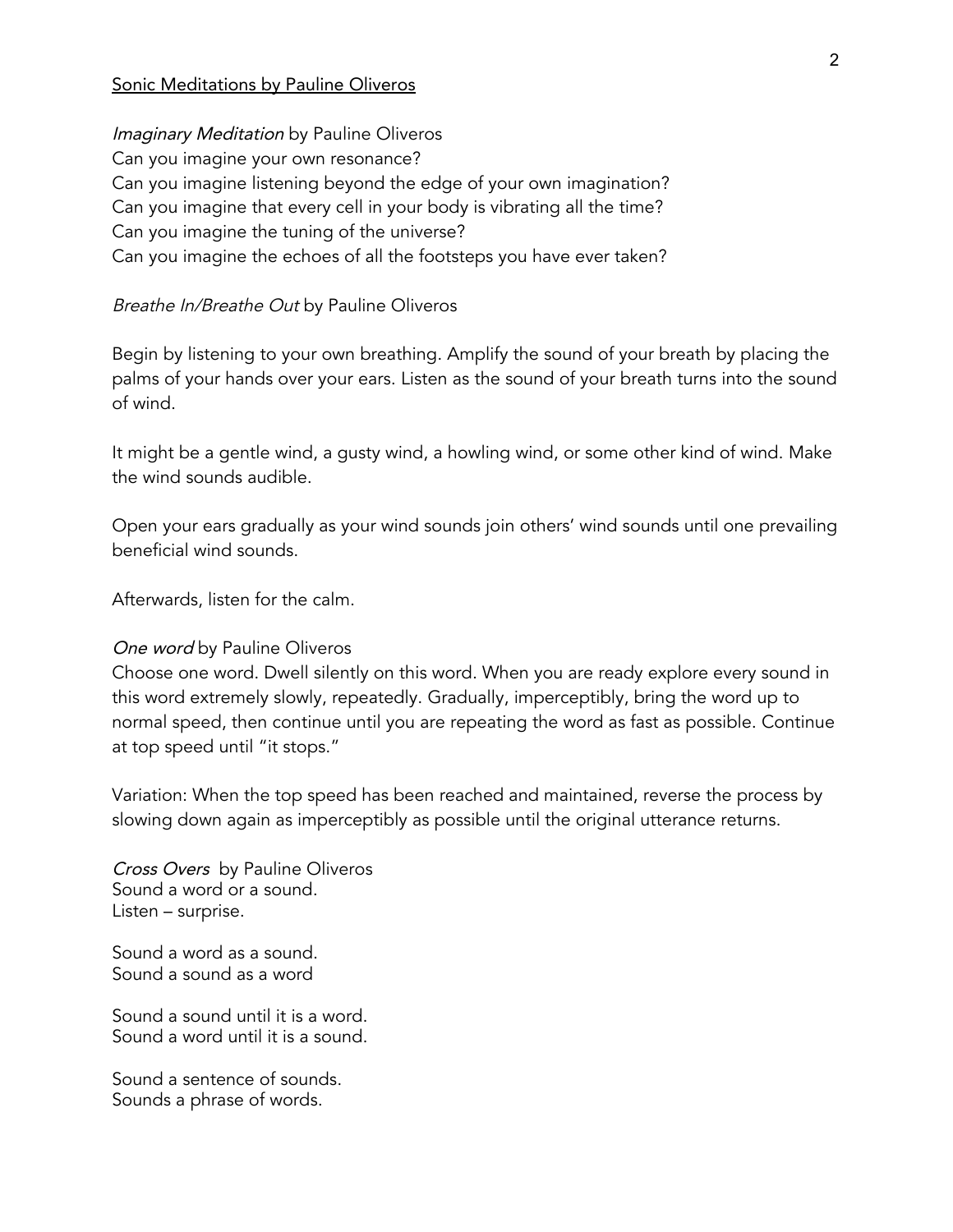Sonic Meditations by Pauline Oliveros

*Imaginary Meditation* by Pauline Oliveros
Can you imagine your own resonance?
Can you imagine listening beyond the edge of your own imagination?
Can you imagine that every cell in your body is vibrating all the time?
Can you imagine the tuning of the universe?
Can you imagine the echoes of all the footsteps you have ever taken?

*Breathe In/Breathe Out* by Pauline Oliveros

Begin by listening to your own breathing. Amplify the sound of your breath by placing the palms of your hands over your ears. Listen as the sound of your breath turns into the sound of wind.

It might be a gentle wind, a gusty wind, a howling wind, or some other kind of wind. Make the wind sounds audible.

Open your ears gradually as your wind sounds join others' wind sounds until one prevailing beneficial wind sounds.

Afterwards, listen for the calm.

*One word* by Pauline Oliveros
Choose one word. Dwell silently on this word. When you are ready explore every sound in this word extremely slowly, repeatedly. Gradually, imperceptibly, bring the word up to normal speed, then continue until you are repeating the word as fast as possible. Continue at top speed until "it stops."

Variation: When the top speed has been reached and maintained, reverse the process by slowing down again as imperceptibly as possible until the original utterance returns.

*Cross Overs* by Pauline Oliveros
Sound a word or a sound.
Listen – surprise.

Sound a word as a sound.
Sound a sound as a word

Sound a sound until it is a word.
Sound a word until it is a sound.

Sound a sentence of sounds.
Sounds a phrase of words.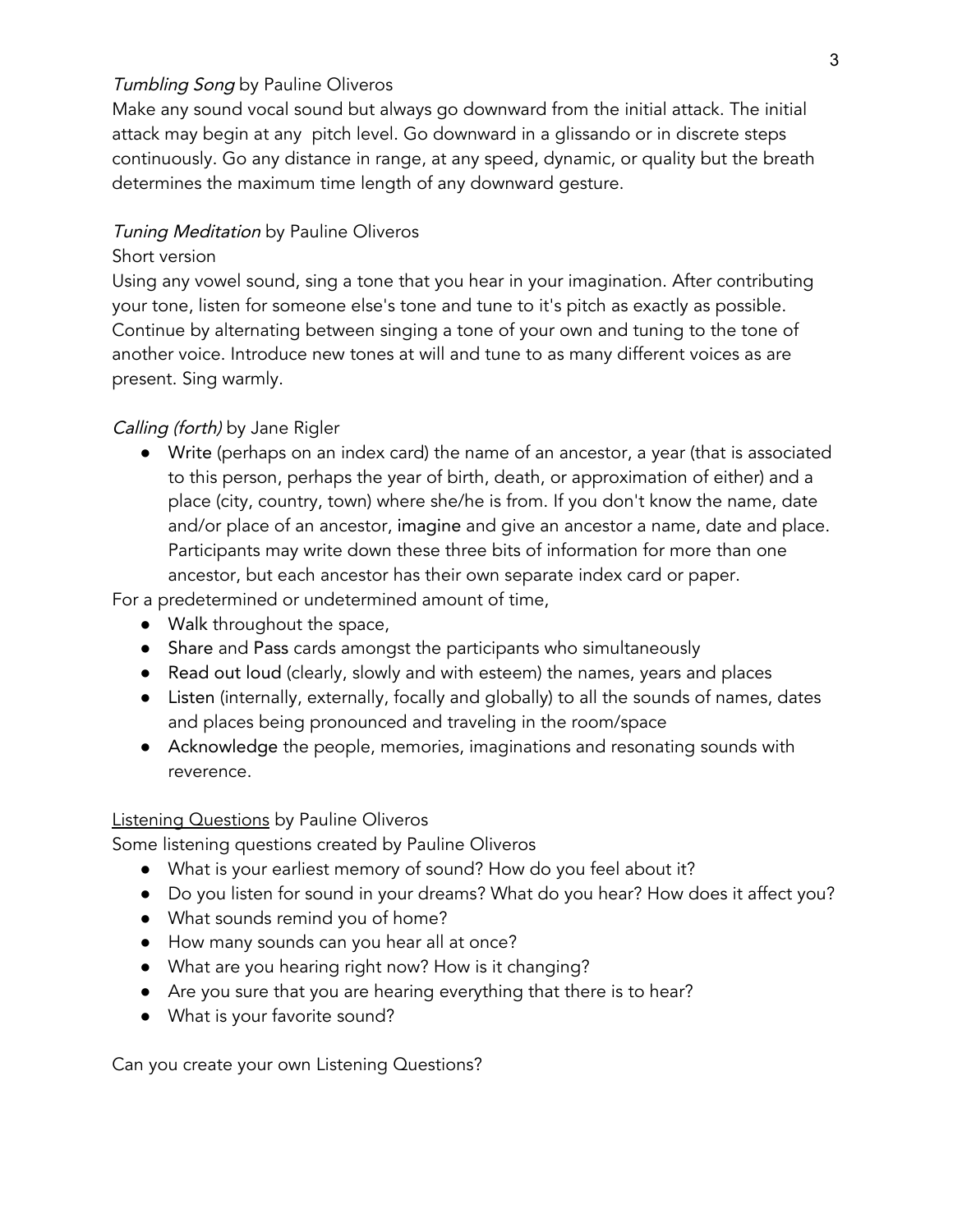*Tumbling Song* by Pauline Oliveros

Make any sound vocal sound but always go downward from the initial attack. The initial attack may begin at any  pitch level. Go downward in a glissando or in discrete steps continuously. Go any distance in range, at any speed, dynamic, or quality but the breath determines the maximum time length of any downward gesture.

*Tuning Meditation* by Pauline Oliveros

Short version

Using any vowel sound, sing a tone that you hear in your imagination. After contributing your tone, listen for someone else's tone and tune to it's pitch as exactly as possible. Continue by alternating between singing a tone of your own and tuning to the tone of another voice. Introduce new tones at will and tune to as many different voices as are present. Sing warmly.

*Calling (forth)* by Jane Rigler

- Write (perhaps on an index card) the name of an ancestor, a year (that is associated to this person, perhaps the year of birth, death, or approximation of either) and a place (city, country, town) where she/he is from. If you don't know the name, date and/or place of an ancestor, imagine and give an ancestor a name, date and place. Participants may write down these three bits of information for more than one ancestor, but each ancestor has their own separate index card or paper.

For a predetermined or undetermined amount of time,

- Walk throughout the space,
- Share and Pass cards amongst the participants who simultaneously
- Read out loud (clearly, slowly and with esteem) the names, years and places
- Listen (internally, externally, focally and globally) to all the sounds of names, dates and places being pronounced and traveling in the room/space
- Acknowledge the people, memories, imaginations and resonating sounds with reverence.

<u>Listening Questions</u> by Pauline Oliveros

Some listening questions created by Pauline Oliveros

- What is your earliest memory of sound? How do you feel about it?
- Do you listen for sound in your dreams? What do you hear? How does it affect you?
- What sounds remind you of home?
- How many sounds can you hear all at once?
- What are you hearing right now? How is it changing?
- Are you sure that you are hearing everything that there is to hear?
- What is your favorite sound?

Can you create your own Listening Questions?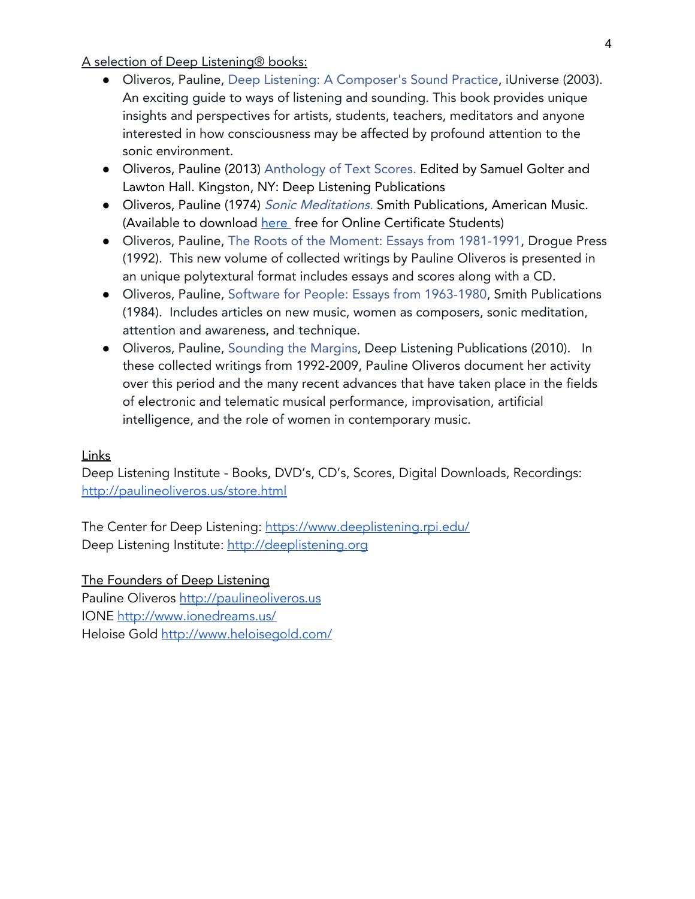A selection of Deep Listening® books:

- Oliveros, Pauline, Deep Listening: A Composer's Sound Practice, iUniverse (2003). An exciting guide to ways of listening and sounding. This book provides unique insights and perspectives for artists, students, teachers, meditators and anyone interested in how consciousness may be affected by profound attention to the sonic environment.
- Oliveros, Pauline (2013) Anthology of Text Scores. Edited by Samuel Golter and Lawton Hall. Kingston, NY: Deep Listening Publications
- Oliveros, Pauline (1974) *Sonic Meditations.* Smith Publications, American Music. (Available to download here free for Online Certificate Students)
- Oliveros, Pauline, The Roots of the Moment: Essays from 1981-1991, Drogue Press (1992). This new volume of collected writings by Pauline Oliveros is presented in an unique polytextural format includes essays and scores along with a CD.
- Oliveros, Pauline, Software for People: Essays from 1963-1980, Smith Publications (1984). Includes articles on new music, women as composers, sonic meditation, attention and awareness, and technique.
- Oliveros, Pauline, Sounding the Margins, Deep Listening Publications (2010). In these collected writings from 1992-2009, Pauline Oliveros document her activity over this period and the many recent advances that have taken place in the fields of electronic and telematic musical performance, improvisation, artificial intelligence, and the role of women in contemporary music.

Links

Deep Listening Institute - Books, DVD's, CD's, Scores, Digital Downloads, Recordings: http://paulineoliveros.us/store.html

The Center for Deep Listening: https://www.deeplistening.rpi.edu/
Deep Listening Institute: http://deeplistening.org

The Founders of Deep Listening

Pauline Oliveros http://paulineoliveros.us
IONE http://www.ionedreams.us/
Heloise Gold http://www.heloisegold.com/